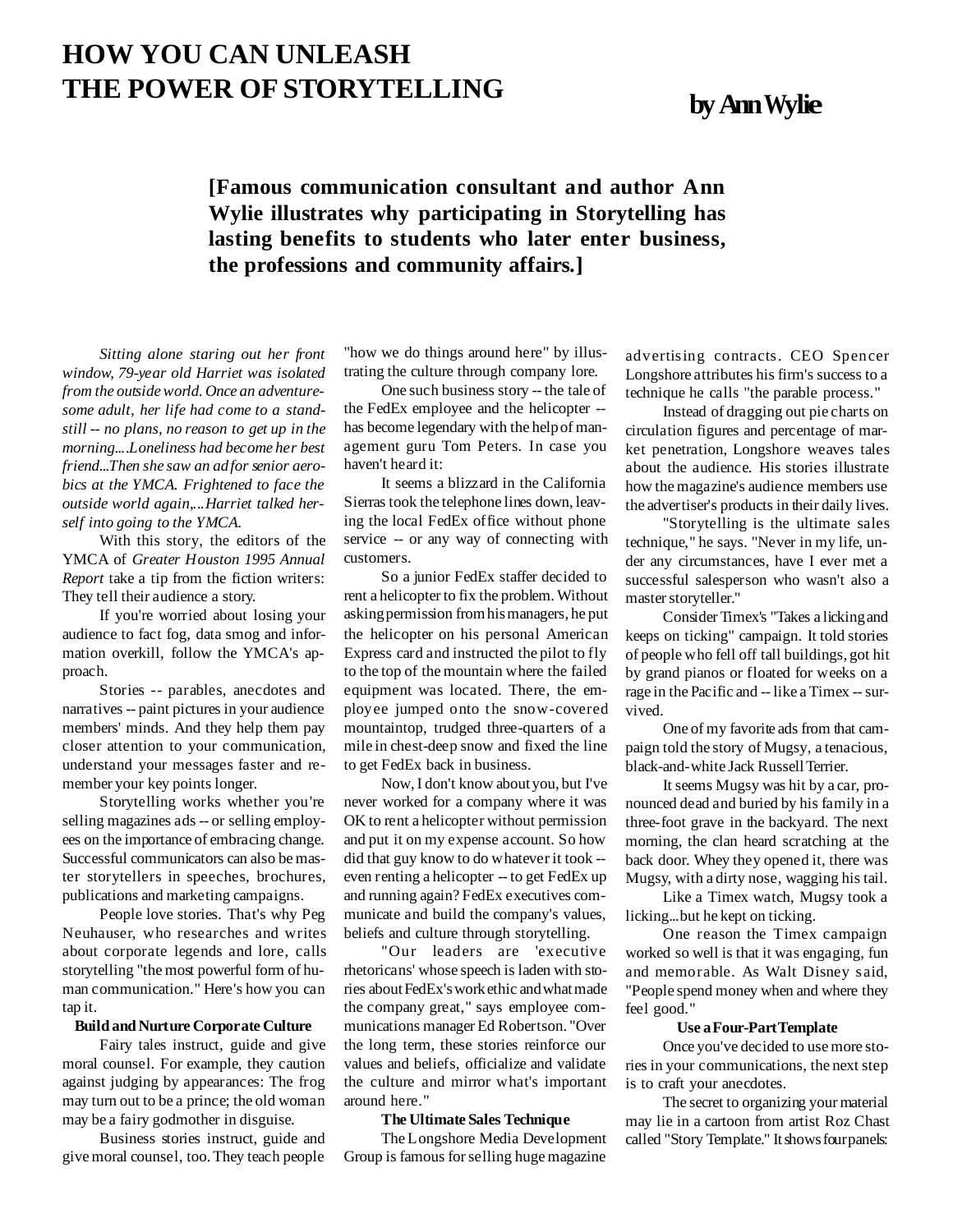# HOW YOU CAN UNLEASH THE POWER OF STORYTELLING

**by Ann Wylie**

**[Famous communication consultant and author Ann Wylie illustrates why participating in Storytelling has lasting benefits to students who later enter business, the professions and community affairs.]**

*Sitting alone staring out her front window, 79-year old Harriet was isolated from the outside world. Once an adventuresome adult, her life had come to a standstill -- no plans, no reason to get up in the morning....Loneliness had become her best friend...Then she saw an ad for senior aerobics at the YMCA. Frightened to face the outside world again,...Harriet talked herself into going to the YMCA.*

With this story, the editors of the YMCA of *Greater Houston 1995 Annual Report* take a tip from the fiction writers: They tell their audience a story.

If you're worried about losing your audience to fact fog, data smog and information overkill, follow the YMCA's approach.

Stories -- parables, anecdotes and narratives -- paint pictures in your audience members' minds. And they help them pay closer attention to your communication, understand your messages faster and remember your key points longer.

Storytelling works whether you're selling magazines ads -- or selling employees on the importance of embracing change. Successful communicators can also be master storytellers in speeches, brochures, publications and marketing campaigns.

People love stories. That's why Peg Neuhauser, who researches and writes about corporate legends and lore, calls storytelling "the most powerful form of human communication." Here's how you can tap it.

**Build and Nurture Corporate Culture**

Fairy tales instruct, guide and give moral counsel. For example, they caution against judging by appearances: The frog may turn out to be a prince; the old woman may be a fairy godmother in disguise.

Business stories instruct, guide and give moral counsel, too. They teach people "how we do things around here" by illustrating the culture through company lore.

One such business story -- the tale of the FedEx employee and the helicopter -- has become legendary with the help of management guru Tom Peters. In case you haven't heard it:

It seems a blizzard in the California Sierras took the telephone lines down, leaving the local FedEx office without phone service -- or any way of connecting with customers.

So a junior FedEx staffer decided to rent a helicopter to fix the problem. Without asking permission from his managers, he put the helicopter on his personal American Express card and instructed the pilot to fly to the top of the mountain where the failed equipment was located. There, the employee jumped onto the snow-covered mountaintop, trudged three-quarters of a mile in chest-deep snow and fixed the line to get FedEx back in business.

Now, I don't know about you, but I've never worked for a company where it was OK to rent a helicopter without permission and put it on my expense account. So how did that guy know to do whatever it took -- even renting a helicopter -- to get FedEx up and running again? FedEx executives communicate and build the company's values, beliefs and culture through storytelling.

"Our leaders are 'executive rhetoricans' whose speech is laden with stories about FedEx's work ethic and what made the company great," says employee communications manager Ed Robertson. "Over the long term, these stories reinforce our values and beliefs, officialize and validate the culture and mirror what's important around here."

**The Ultimate Sales Technique**

The Longshore Media Development Group is famous for selling huge magazine advertising contracts. CEO Spencer Longshore attributes his firm's success to a technique he calls "the parable process."

Instead of dragging out pie charts on circulation figures and percentage of market penetration, Longshore weaves tales about the audience. His stories illustrate how the magazine's audience members use the advertiser's products in their daily lives.

"Storytelling is the ultimate sales technique," he says. "Never in my life, under any circumstances, have I ever met a successful salesperson who wasn't also a master storyteller."

Consider Timex's "Takes a licking and keeps on ticking" campaign. It told stories of people who fell off tall buildings, got hit by grand pianos or floated for weeks on a rage in the Pacific and -- like a Timex -- survived.

One of my favorite ads from that campaign told the story of Mugsy, a tenacious, black-and-white Jack Russell Terrier.

It seems Mugsy was hit by a car, pronounced dead and buried by his family in a three-foot grave in the backyard. The next morning, the clan heard scratching at the back door. Whey they opened it, there was Mugsy, with a dirty nose, wagging his tail.

Like a Timex watch, Mugsy took a licking...but he kept on ticking.

One reason the Timex campaign worked so well is that it was engaging, fun and memorable. As Walt Disney said, "People spend money when and where they feel good."

**Use a Four-Part Template**

Once you've decided to use more stories in your communications, the next step is to craft your anecdotes.

The secret to organizing your material may lie in a cartoon from artist Roz Chast called "Story Template." It shows four panels: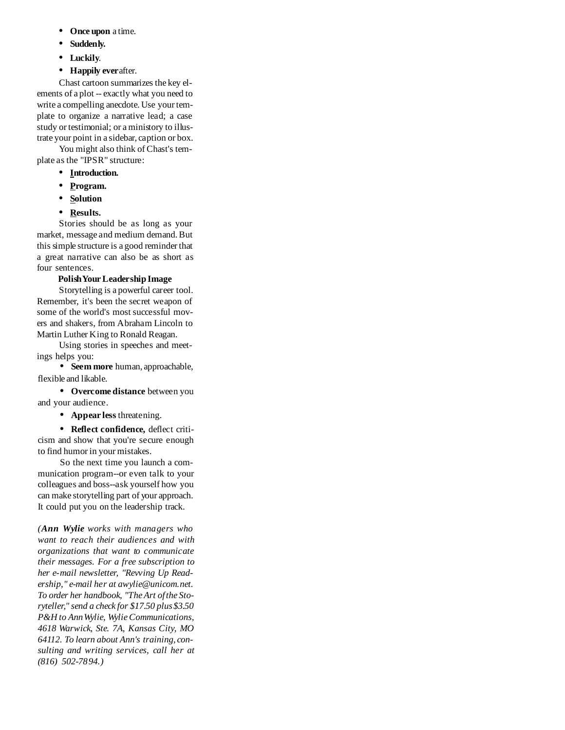- **Once upon** a time.
- **Suddenly.**
- **Luckily**.
- **Happily ever** after.

Chast cartoon summarizes the key elements of a plot -- exactly what you need to write a compelling anecdote. Use your template to organize a narrative lead; a case study or testimonial; or a ministory to illustrate your point in a sidebar, caption or box.

You might also think of Chast's template as the "IPSR" structure:

- **Introduction.**
- **Program.**
- **Solution**
- **Results.**

Stories should be as long as your market, message and medium demand. But this simple structure is a good reminder that a great narrative can also be as short as four sentences.

### Polish Your Leadership Image

Storytelling is a powerful career tool. Remember, it's been the secret weapon of some of the world's most successful movers and shakers, from Abraham Lincoln to Martin Luther King to Ronald Reagan.

Using stories in speeches and meetings helps you:

- **Seem more** human, approachable, flexible and likable.
- **Overcome distance** between you and your audience.
- **Appear less** threatening.
- **Reflect confidence,** deflect criticism and show that you're secure enough to find humor in your mistakes.

So the next time you launch a communication program--or even talk to your colleagues and boss--ask yourself how you can make storytelling part of your approach. It could put you on the leadership track.

*(**Ann Wylie** works with managers who want to reach their audiences and with organizations that want to communicate their messages. For a free subscription to her e-mail newsletter, "Revving Up Readership," e-mail her at awylie@unicom.net. To order her handbook, "The Art of the Storyteller," send a check for $17.50 plus $3.50 P&H to Ann Wylie, Wylie Communications, 4618 Warwick, Ste. 7A, Kansas City, MO 64112. To learn about Ann's training, consulting and writing services, call her at (816) 502-7894.)*